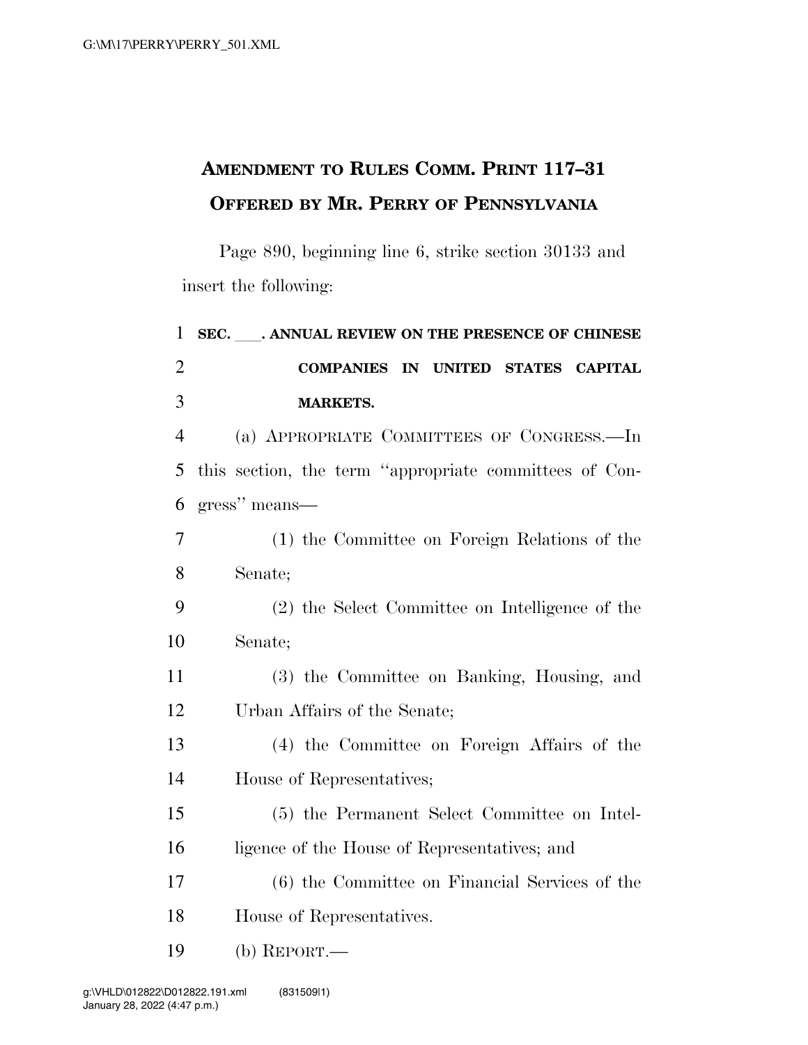# AMENDMENT TO RULES COMM. PRINT 117–31 OFFERED BY MR. PERRY OF PENNSYLVANIA

Page 890, beginning line 6, strike section 30133 and insert the following:

**SEC. \_\_\_. ANNUAL REVIEW ON THE PRESENCE OF CHINESE COMPANIES IN UNITED STATES CAPITAL MARKETS.**

(a) APPROPRIATE COMMITTEES OF CONGRESS.—In this section, the term ''appropriate committees of Congress'' means—

(1) the Committee on Foreign Relations of the Senate;

(2) the Select Committee on Intelligence of the Senate;

(3) the Committee on Banking, Housing, and Urban Affairs of the Senate;

(4) the Committee on Foreign Affairs of the House of Representatives;

(5) the Permanent Select Committee on Intelligence of the House of Representatives; and

(6) the Committee on Financial Services of the House of Representatives.

(b) REPORT.—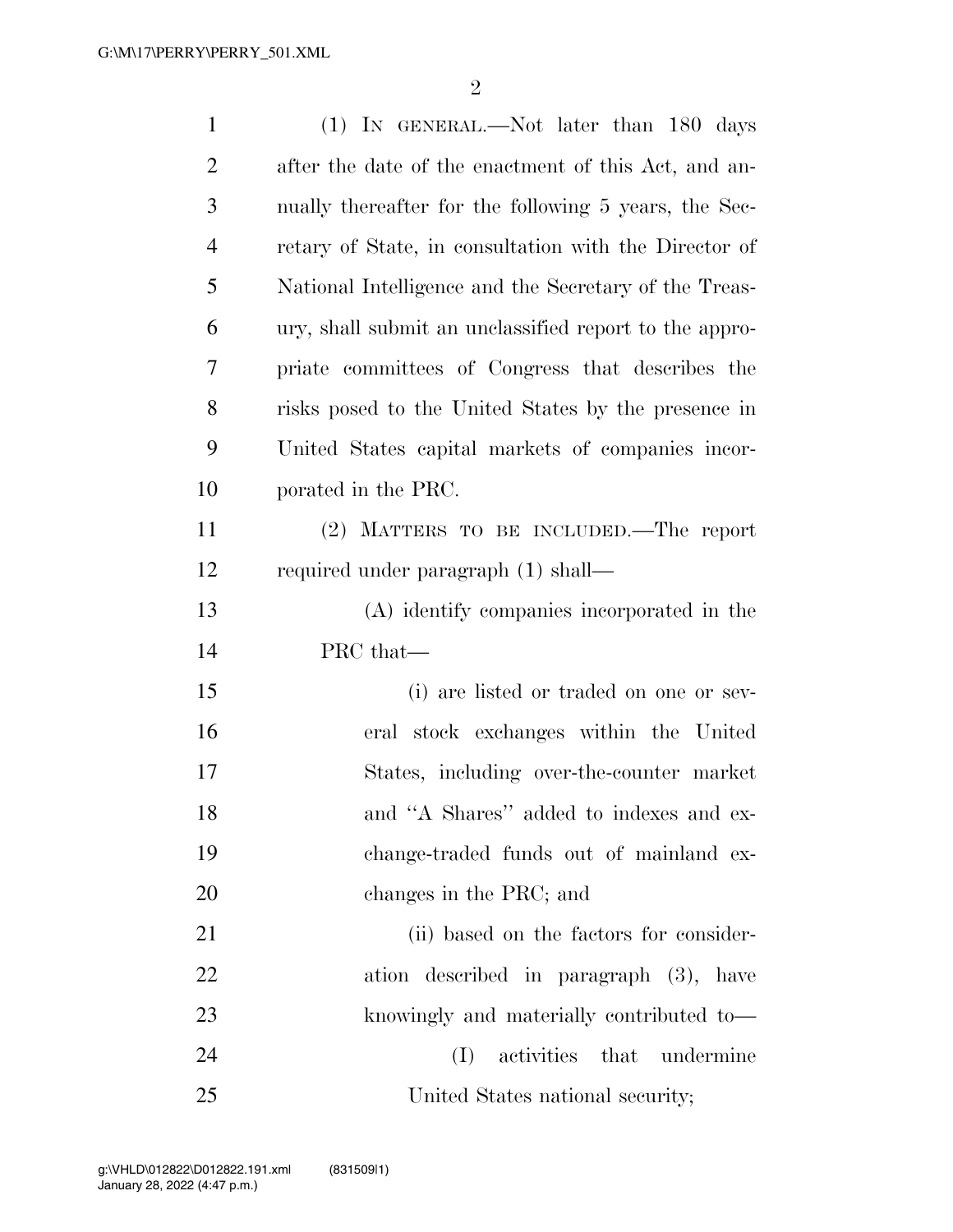(1) IN GENERAL.—Not later than 180 days after the date of the enactment of this Act, and annually thereafter for the following 5 years, the Secretary of State, in consultation with the Director of National Intelligence and the Secretary of the Treasury, shall submit an unclassified report to the appropriate committees of Congress that describes the risks posed to the United States by the presence in United States capital markets of companies incorporated in the PRC.

(2) MATTERS TO BE INCLUDED.—The report required under paragraph (1) shall—

(A) identify companies incorporated in the PRC that—

(i) are listed or traded on one or several stock exchanges within the United States, including over-the-counter market and "A Shares" added to indexes and exchange-traded funds out of mainland exchanges in the PRC; and

(ii) based on the factors for consideration described in paragraph (3), have knowingly and materially contributed to—

(I) activities that undermine United States national security;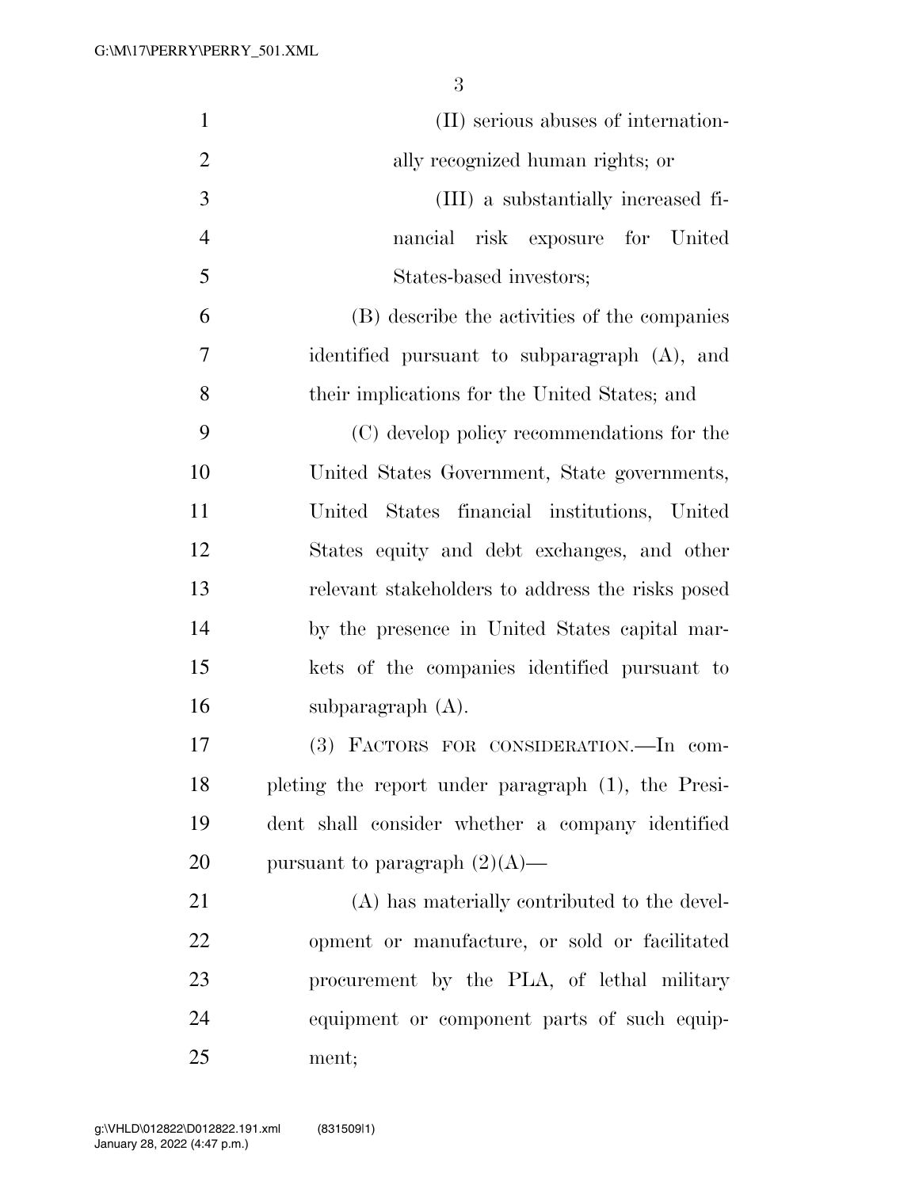(II) serious abuses of internationally recognized human rights; or

(III) a substantially increased financial risk exposure for United States-based investors;

(B) describe the activities of the companies identified pursuant to subparagraph (A), and their implications for the United States; and

(C) develop policy recommendations for the United States Government, State governments, United States financial institutions, United States equity and debt exchanges, and other relevant stakeholders to address the risks posed by the presence in United States capital markets of the companies identified pursuant to subparagraph (A).

(3) FACTORS FOR CONSIDERATION.—In completing the report under paragraph (1), the President shall consider whether a company identified pursuant to paragraph (2)(A)—

(A) has materially contributed to the development or manufacture, or sold or facilitated procurement by the PLA, of lethal military equipment or component parts of such equipment;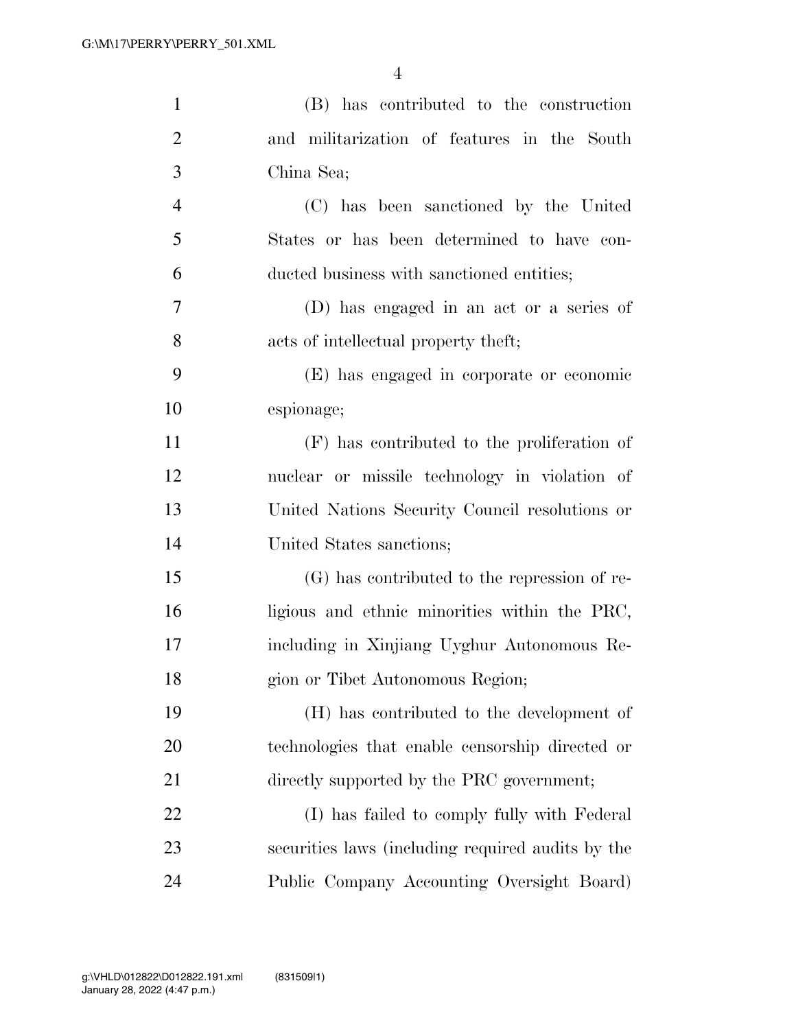(B) has contributed to the construction and militarization of features in the South China Sea;

(C) has been sanctioned by the United States or has been determined to have conducted business with sanctioned entities;

(D) has engaged in an act or a series of acts of intellectual property theft;

(E) has engaged in corporate or economic espionage;

(F) has contributed to the proliferation of nuclear or missile technology in violation of United Nations Security Council resolutions or United States sanctions;

(G) has contributed to the repression of religious and ethnic minorities within the PRC, including in Xinjiang Uyghur Autonomous Region or Tibet Autonomous Region;

(H) has contributed to the development of technologies that enable censorship directed or directly supported by the PRC government;

(I) has failed to comply fully with Federal securities laws (including required audits by the Public Company Accounting Oversight Board)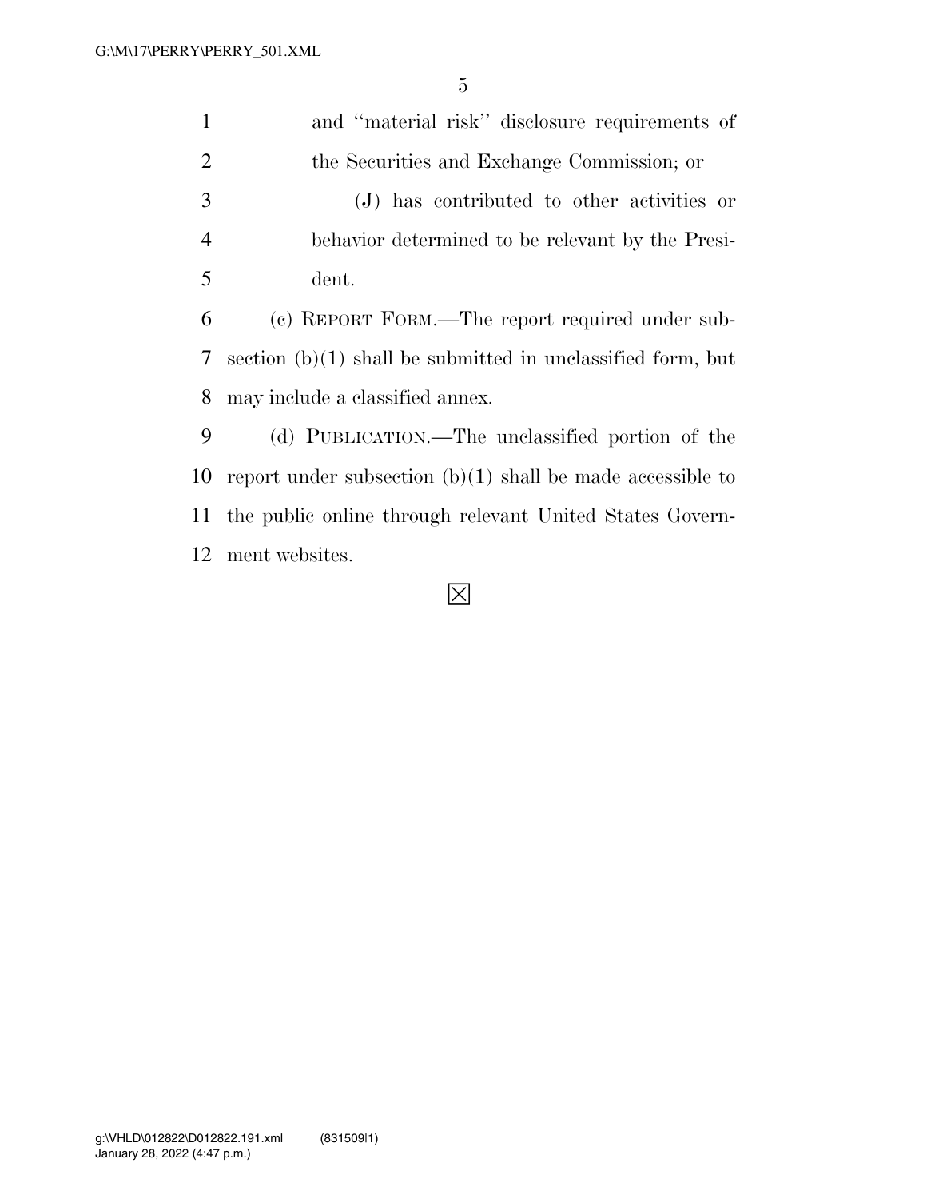and "material risk" disclosure requirements of the Securities and Exchange Commission; or

(J) has contributed to other activities or behavior determined to be relevant by the President.

(c) REPORT FORM.—The report required under subsection (b)(1) shall be submitted in unclassified form, but may include a classified annex.

(d) PUBLICATION.—The unclassified portion of the report under subsection (b)(1) shall be made accessible to the public online through relevant United States Government websites.